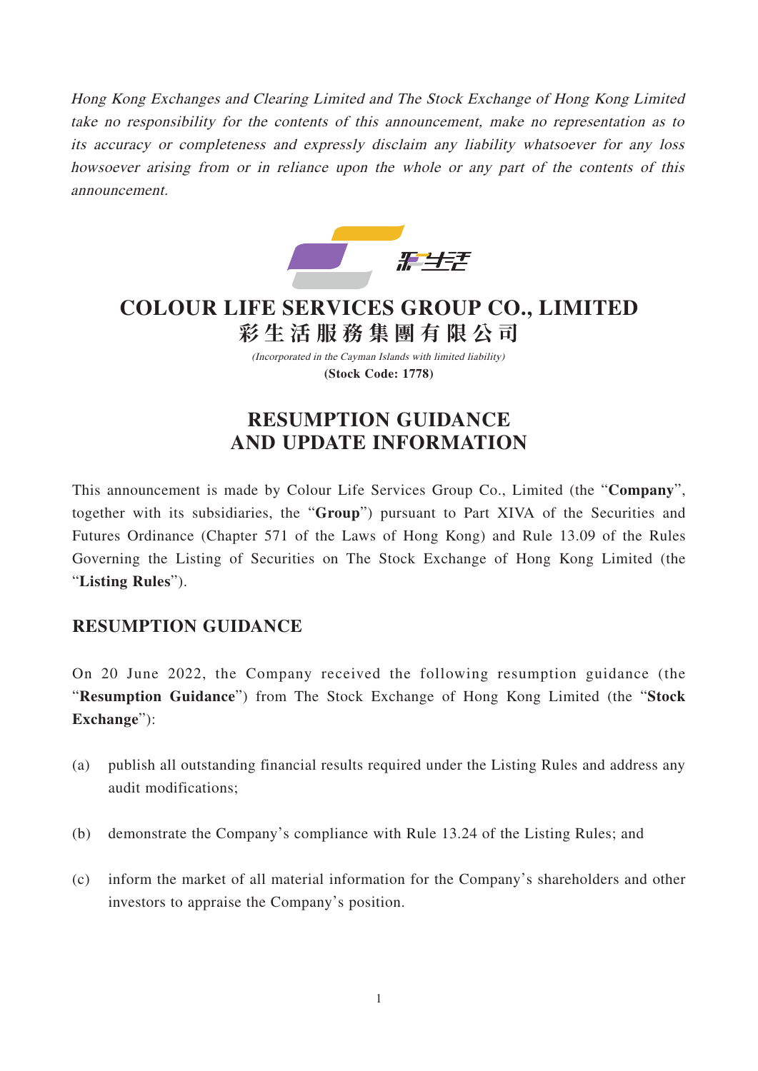*Hong Kong Exchanges and Clearing Limited and The Stock Exchange of Hong Kong Limited take no responsibility for the contents of this announcement, make no representation as to its accuracy or completeness and expressly disclaim any liability whatsoever for any loss howsoever arising from or in reliance upon the whole or any part of the contents of this announcement.*

# COLOUR LIFE SERVICES GROUP CO., LIMITED
# 彩生活服務集團有限公司

*(Incorporated in the Cayman Islands with limited liability)*

**(Stock Code: 1778)**

# RESUMPTION GUIDANCE AND UPDATE INFORMATION

This announcement is made by Colour Life Services Group Co., Limited (the "**Company**", together with its subsidiaries, the "**Group**") pursuant to Part XIVA of the Securities and Futures Ordinance (Chapter 571 of the Laws of Hong Kong) and Rule 13.09 of the Rules Governing the Listing of Securities on The Stock Exchange of Hong Kong Limited (the "**Listing Rules**").

## RESUMPTION GUIDANCE

On 20 June 2022, the Company received the following resumption guidance (the "**Resumption Guidance**") from The Stock Exchange of Hong Kong Limited (the "**Stock Exchange**"):

(a) publish all outstanding financial results required under the Listing Rules and address any audit modifications;

(b) demonstrate the Company's compliance with Rule 13.24 of the Listing Rules; and

(c) inform the market of all material information for the Company's shareholders and other investors to appraise the Company's position.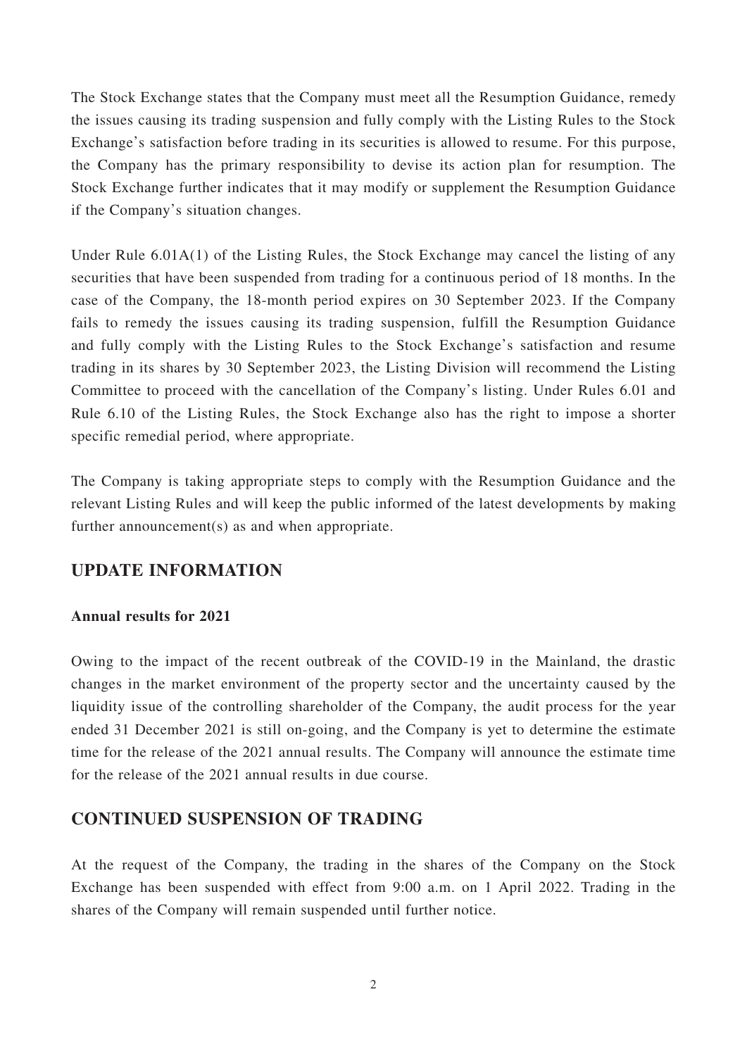The Stock Exchange states that the Company must meet all the Resumption Guidance, remedy the issues causing its trading suspension and fully comply with the Listing Rules to the Stock Exchange's satisfaction before trading in its securities is allowed to resume. For this purpose, the Company has the primary responsibility to devise its action plan for resumption. The Stock Exchange further indicates that it may modify or supplement the Resumption Guidance if the Company's situation changes.

Under Rule 6.01A(1) of the Listing Rules, the Stock Exchange may cancel the listing of any securities that have been suspended from trading for a continuous period of 18 months. In the case of the Company, the 18-month period expires on 30 September 2023. If the Company fails to remedy the issues causing its trading suspension, fulfill the Resumption Guidance and fully comply with the Listing Rules to the Stock Exchange's satisfaction and resume trading in its shares by 30 September 2023, the Listing Division will recommend the Listing Committee to proceed with the cancellation of the Company's listing. Under Rules 6.01 and Rule 6.10 of the Listing Rules, the Stock Exchange also has the right to impose a shorter specific remedial period, where appropriate.

The Company is taking appropriate steps to comply with the Resumption Guidance and the relevant Listing Rules and will keep the public informed of the latest developments by making further announcement(s) as and when appropriate.

## UPDATE INFORMATION

**Annual results for 2021**

Owing to the impact of the recent outbreak of the COVID-19 in the Mainland, the drastic changes in the market environment of the property sector and the uncertainty caused by the liquidity issue of the controlling shareholder of the Company, the audit process for the year ended 31 December 2021 is still on-going, and the Company is yet to determine the estimate time for the release of the 2021 annual results. The Company will announce the estimate time for the release of the 2021 annual results in due course.

## CONTINUED SUSPENSION OF TRADING

At the request of the Company, the trading in the shares of the Company on the Stock Exchange has been suspended with effect from 9:00 a.m. on 1 April 2022. Trading in the shares of the Company will remain suspended until further notice.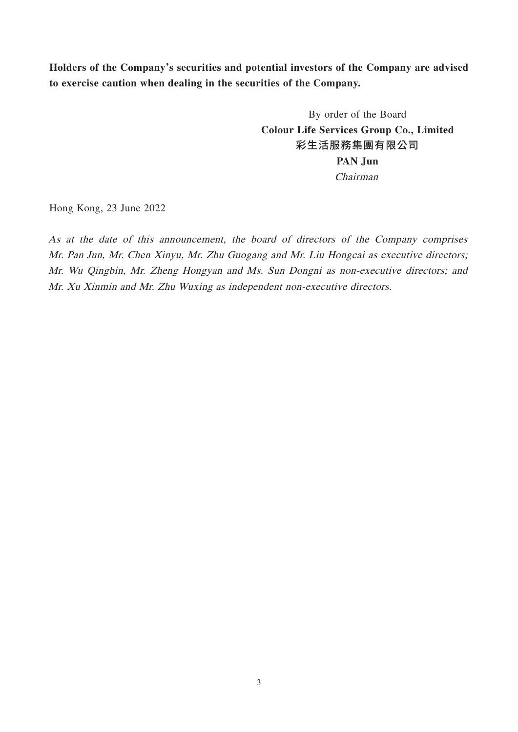**Holders of the Company's securities and potential investors of the Company are advised to exercise caution when dealing in the securities of the Company.**

By order of the Board
**Colour Life Services Group Co., Limited**
**彩生活服務集團有限公司**
**PAN Jun**
*Chairman*

Hong Kong, 23 June 2022

*As at the date of this announcement, the board of directors of the Company comprises Mr. Pan Jun, Mr. Chen Xinyu, Mr. Zhu Guogang and Mr. Liu Hongcai as executive directors; Mr. Wu Qingbin, Mr. Zheng Hongyan and Ms. Sun Dongni as non-executive directors; and Mr. Xu Xinmin and Mr. Zhu Wuxing as independent non-executive directors.*